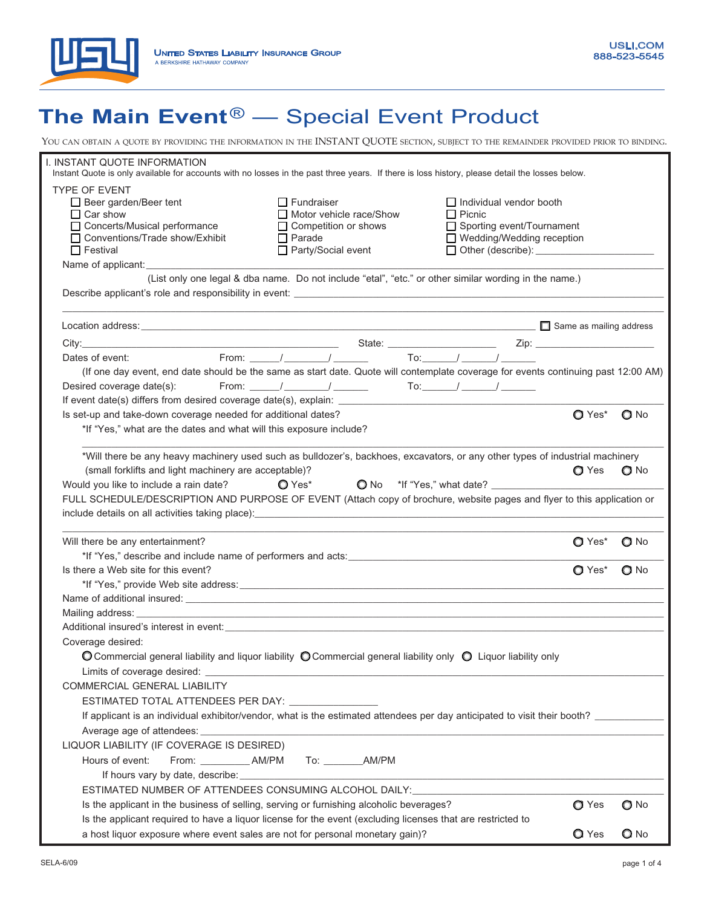United States Liability Insurance Group
A BERKSHIRE HATHAWAY COMPANY

USLI.COM
888-523-5545

# The Main Event® — Special Event Product

You can obtain a quote by providing the information in the INSTANT QUOTE section, subject to the remainder provided prior to binding.

## I. INSTANT QUOTE INFORMATION

Instant Quote is only available for accounts with no losses in the past three years. If there is loss history, please detail the losses below.

TYPE OF EVENT

- ☐ Beer garden/Beer tent
- ☐ Car show
- ☐ Concerts/Musical performance
- ☐ Conventions/Trade show/Exhibit
- ☐ Festival
- ☐ Fundraiser
- ☐ Motor vehicle race/Show
- ☐ Competition or shows
- ☐ Parade
- ☐ Party/Social event
- ☐ Individual vendor booth
- ☐ Picnic
- ☐ Sporting event/Tournament
- ☐ Wedding/Wedding reception
- ☐ Other (describe): ____________________

Name of applicant: ____________________

(List only one legal & dba name. Do not include "etal", "etc." or other similar wording in the name.)

Describe applicant's role and responsibility in event: ____________________

Location address: ____________________ ☐ Same as mailing address

City: ____________________ State: ____________________ Zip: ____________________

Dates of event: From: ____/____/____ To: ____/____/____

(If one day event, end date should be the same as start date. Quote will contemplate coverage for events continuing past 12:00 AM)

Desired coverage date(s): From: ____/____/____ To: ____/____/____

If event date(s) differs from desired coverage date(s), explain: ____________________

Is set-up and take-down coverage needed for additional dates? ◯ Yes* ◯ No

*If "Yes," what are the dates and what will this exposure include?

____________________

*Will there be any heavy machinery used such as bulldozer's, backhoes, excavators, or any other types of industrial machinery (small forklifts and light machinery are acceptable)? ◯ Yes ◯ No

Would you like to include a rain date? ◯ Yes* ◯ No *If "Yes," what date? ____________________

FULL SCHEDULE/DESCRIPTION AND PURPOSE OF EVENT (Attach copy of brochure, website pages and flyer to this application or include details on all activities taking place): ____________________

____________________

Will there be any entertainment? ◯ Yes* ◯ No

*If "Yes," describe and include name of performers and acts: ____________________

Is there a Web site for this event? ◯ Yes* ◯ No

*If "Yes," provide Web site address: ____________________

Name of additional insured: ____________________

Mailing address: ____________________

Additional insured's interest in event: ____________________

Coverage desired:

◯ Commercial general liability and liquor liability ◯ Commercial general liability only ◯ Liquor liability only

Limits of coverage desired: ____________________

COMMERCIAL GENERAL LIABILITY

ESTIMATED TOTAL ATTENDEES PER DAY: ____________________

If applicant is an individual exhibitor/vendor, what is the estimated attendees per day anticipated to visit their booth? ____________________

Average age of attendees: ____________________

LIQUOR LIABILITY (IF COVERAGE IS DESIRED)

Hours of event: From: ________ AM/PM To: ________ AM/PM

If hours vary by date, describe: ____________________

ESTIMATED NUMBER OF ATTENDEES CONSUMING ALCOHOL DAILY: ____________________

Is the applicant in the business of selling, serving or furnishing alcoholic beverages? ◯ Yes ◯ No

Is the applicant required to have a liquor license for the event (excluding licenses that are restricted to a host liquor exposure where event sales are not for personal monetary gain)? ◯ Yes ◯ No

SELA-6/09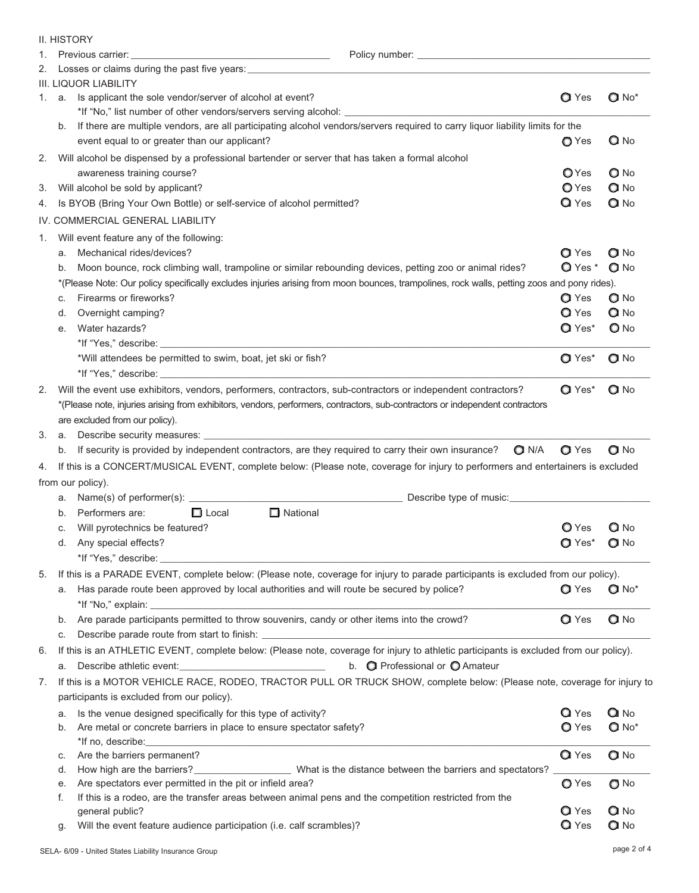## II. HISTORY

1. Previous carrier: ______________________ Policy number: ______________________
2. Losses or claims during the past five years: ______________________

## III. LIQUOR LIABILITY

1. a. Is applicant the sole vendor/server of alcohol at event? ○ Yes ○ No*
   *If "No," list number of other vendors/servers serving alcohol: ______________________
   b. If there are multiple vendors, are all participating alcohol vendors/servers required to carry liquor liability limits for the event equal to or greater than our applicant? ○ Yes ○ No
2. Will alcohol be dispensed by a professional bartender or server that has taken a formal alcohol awareness training course? ○ Yes ○ No
3. Will alcohol be sold by applicant? ○ Yes ○ No
4. Is BYOB (Bring Your Own Bottle) or self-service of alcohol permitted? ○ Yes ○ No

## IV. COMMERCIAL GENERAL LIABILITY

1. Will event feature any of the following:
   a. Mechanical rides/devices? ○ Yes ○ No
   b. Moon bounce, rock climbing wall, trampoline or similar rebounding devices, petting zoo or animal rides? ○ Yes * ○ No
   *(Please Note: Our policy specifically excludes injuries arising from moon bounces, trampolines, rock walls, petting zoos and pony rides).
   c. Firearms or fireworks? ○ Yes ○ No
   d. Overnight camping? ○ Yes ○ No
   e. Water hazards? ○ Yes* ○ No
   *If "Yes," describe: ______________________
   *Will attendees be permitted to swim, boat, jet ski or fish? ○ Yes* ○ No
   *If "Yes," describe: ______________________
2. Will the event use exhibitors, vendors, performers, contractors, sub-contractors or independent contractors? ○ Yes* ○ No
   *(Please note, injuries arising from exhibitors, vendors, performers, contractors, sub-contractors or independent contractors are excluded from our policy).
3. a. Describe security measures: ______________________
   b. If security is provided by independent contractors, are they required to carry their own insurance? ○ N/A ○ Yes ○ No
4. If this is a CONCERT/MUSICAL EVENT, complete below: (Please note, coverage for injury to performers and entertainers is excluded from our policy).
   a. Name(s) of performer(s): ______________________ Describe type of music: ______________________
   b. Performers are: ☐ Local ☐ National
   c. Will pyrotechnics be featured? ○ Yes ○ No
   d. Any special effects? ○ Yes* ○ No
   *If "Yes," describe: ______________________
5. If this is a PARADE EVENT, complete below: (Please note, coverage for injury to parade participants is excluded from our policy).
   a. Has parade route been approved by local authorities and will route be secured by police? ○ Yes ○ No*
   *If "No," explain: ______________________
   b. Are parade participants permitted to throw souvenirs, candy or other items into the crowd? ○ Yes ○ No
   c. Describe parade route from start to finish: ______________________
6. If this is an ATHLETIC EVENT, complete below: (Please note, coverage for injury to athletic participants is excluded from our policy).
   a. Describe athletic event: ______________________ b. ○ Professional or ○ Amateur
7. If this is a MOTOR VEHICLE RACE, RODEO, TRACTOR PULL OR TRUCK SHOW, complete below: (Please note, coverage for injury to participants is excluded from our policy).
   a. Is the venue designed specifically for this type of activity? ○ Yes ○ No
   b. Are metal or concrete barriers in place to ensure spectator safety? ○ Yes ○ No*
   *If no, describe: ______________________
   c. Are the barriers permanent? ○ Yes ○ No
   d. How high are the barriers? ______________________ What is the distance between the barriers and spectators? ______________________
   e. Are spectators ever permitted in the pit or infield area? ○ Yes ○ No
   f. If this is a rodeo, are the transfer areas between animal pens and the competition restricted from the general public? ○ Yes ○ No
   g. Will the event feature audience participation (i.e. calf scrambles)? ○ Yes ○ No

SELA- 6/09 - United States Liability Insurance Group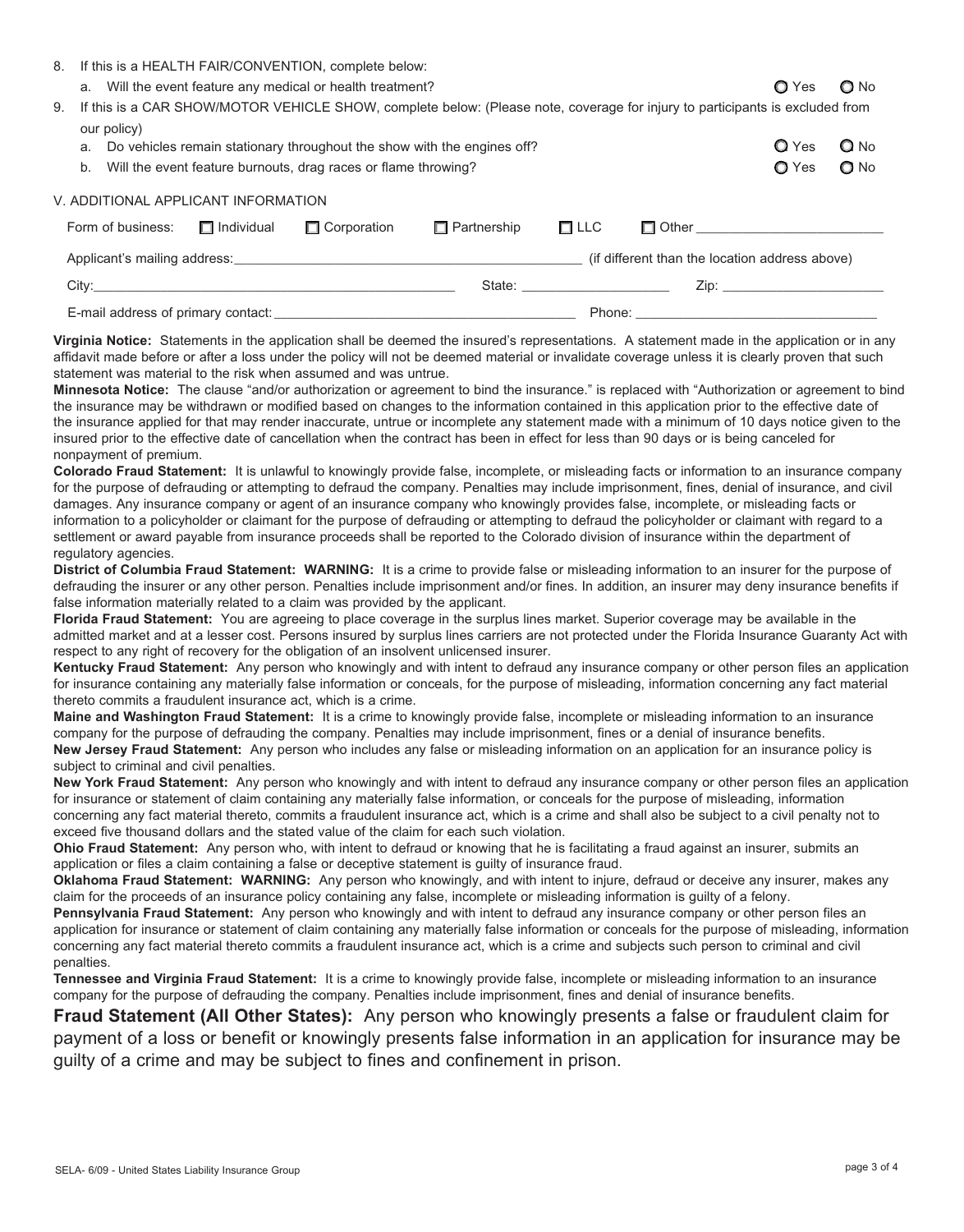8. If this is a HEALTH FAIR/CONVENTION, complete below:
   a. Will the event feature any medical or health treatment? ○ Yes ○ No
9. If this is a CAR SHOW/MOTOR VEHICLE SHOW, complete below: (Please note, coverage for injury to participants is excluded from our policy)
   a. Do vehicles remain stationary throughout the show with the engines off? ○ Yes ○ No
   b. Will the event feature burnouts, drag races or flame throwing? ○ Yes ○ No

## V. ADDITIONAL APPLICANT INFORMATION

Form of business: ☐ Individual ☐ Corporation ☐ Partnership ☐ LLC ☐ Other \_\_\_\_\_\_\_\_\_\_\_\_\_\_\_\_\_\_\_\_\_\_\_\_

Applicant's mailing address: \_\_\_\_\_\_\_\_\_\_\_\_\_\_\_\_\_\_\_\_\_\_\_\_\_\_\_\_\_\_\_\_\_\_\_\_\_\_\_\_\_\_\_\_ (if different than the location address above)

City: \_\_\_\_\_\_\_\_\_\_\_\_\_\_\_\_\_\_\_\_\_\_\_\_\_\_\_\_\_\_\_\_\_\_\_\_\_\_\_\_\_\_\_\_ State: \_\_\_\_\_\_\_\_\_\_\_\_\_\_\_\_\_\_ Zip: \_\_\_\_\_\_\_\_\_\_\_\_\_\_\_\_\_\_\_\_

E-mail address of primary contact: \_\_\_\_\_\_\_\_\_\_\_\_\_\_\_\_\_\_\_\_\_\_\_\_\_\_\_\_\_\_\_\_\_\_\_\_\_\_ Phone: \_\_\_\_\_\_\_\_\_\_\_\_\_\_\_\_\_\_\_\_\_\_\_\_\_\_\_\_\_\_

**Virginia Notice:** Statements in the application shall be deemed the insured's representations. A statement made in the application or in any affidavit made before or after a loss under the policy will not be deemed material or invalidate coverage unless it is clearly proven that such statement was material to the risk when assumed and was untrue.

**Minnesota Notice:** The clause "and/or authorization or agreement to bind the insurance." is replaced with "Authorization or agreement to bind the insurance may be withdrawn or modified based on changes to the information contained in this application prior to the effective date of the insurance applied for that may render inaccurate, untrue or incomplete any statement made with a minimum of 10 days notice given to the insured prior to the effective date of cancellation when the contract has been in effect for less than 90 days or is being canceled for nonpayment of premium.

**Colorado Fraud Statement:** It is unlawful to knowingly provide false, incomplete, or misleading facts or information to an insurance company for the purpose of defrauding or attempting to defraud the company. Penalties may include imprisonment, fines, denial of insurance, and civil damages. Any insurance company or agent of an insurance company who knowingly provides false, incomplete, or misleading facts or information to a policyholder or claimant for the purpose of defrauding or attempting to defraud the policyholder or claimant with regard to a settlement or award payable from insurance proceeds shall be reported to the Colorado division of insurance within the department of regulatory agencies.

**District of Columbia Fraud Statement: WARNING:** It is a crime to provide false or misleading information to an insurer for the purpose of defrauding the insurer or any other person. Penalties include imprisonment and/or fines. In addition, an insurer may deny insurance benefits if false information materially related to a claim was provided by the applicant.

**Florida Fraud Statement:** You are agreeing to place coverage in the surplus lines market. Superior coverage may be available in the admitted market and at a lesser cost. Persons insured by surplus lines carriers are not protected under the Florida Insurance Guaranty Act with respect to any right of recovery for the obligation of an insolvent unlicensed insurer.

**Kentucky Fraud Statement:** Any person who knowingly and with intent to defraud any insurance company or other person files an application for insurance containing any materially false information or conceals, for the purpose of misleading, information concerning any fact material thereto commits a fraudulent insurance act, which is a crime.

**Maine and Washington Fraud Statement:** It is a crime to knowingly provide false, incomplete or misleading information to an insurance company for the purpose of defrauding the company. Penalties may include imprisonment, fines or a denial of insurance benefits.

**New Jersey Fraud Statement:** Any person who includes any false or misleading information on an application for an insurance policy is subject to criminal and civil penalties.

**New York Fraud Statement:** Any person who knowingly and with intent to defraud any insurance company or other person files an application for insurance or statement of claim containing any materially false information, or conceals for the purpose of misleading, information concerning any fact material thereto, commits a fraudulent insurance act, which is a crime and shall also be subject to a civil penalty not to exceed five thousand dollars and the stated value of the claim for each such violation.

**Ohio Fraud Statement:** Any person who, with intent to defraud or knowing that he is facilitating a fraud against an insurer, submits an application or files a claim containing a false or deceptive statement is guilty of insurance fraud.

**Oklahoma Fraud Statement: WARNING:** Any person who knowingly, and with intent to injure, defraud or deceive any insurer, makes any claim for the proceeds of an insurance policy containing any false, incomplete or misleading information is guilty of a felony.

**Pennsylvania Fraud Statement:** Any person who knowingly and with intent to defraud any insurance company or other person files an application for insurance or statement of claim containing any materially false information or conceals for the purpose of misleading, information concerning any fact material thereto commits a fraudulent insurance act, which is a crime and subjects such person to criminal and civil penalties.

**Tennessee and Virginia Fraud Statement:** It is a crime to knowingly provide false, incomplete or misleading information to an insurance company for the purpose of defrauding the company. Penalties include imprisonment, fines and denial of insurance benefits.

**Fraud Statement (All Other States):** Any person who knowingly presents a false or fraudulent claim for payment of a loss or benefit or knowingly presents false information in an application for insurance may be guilty of a crime and may be subject to fines and confinement in prison.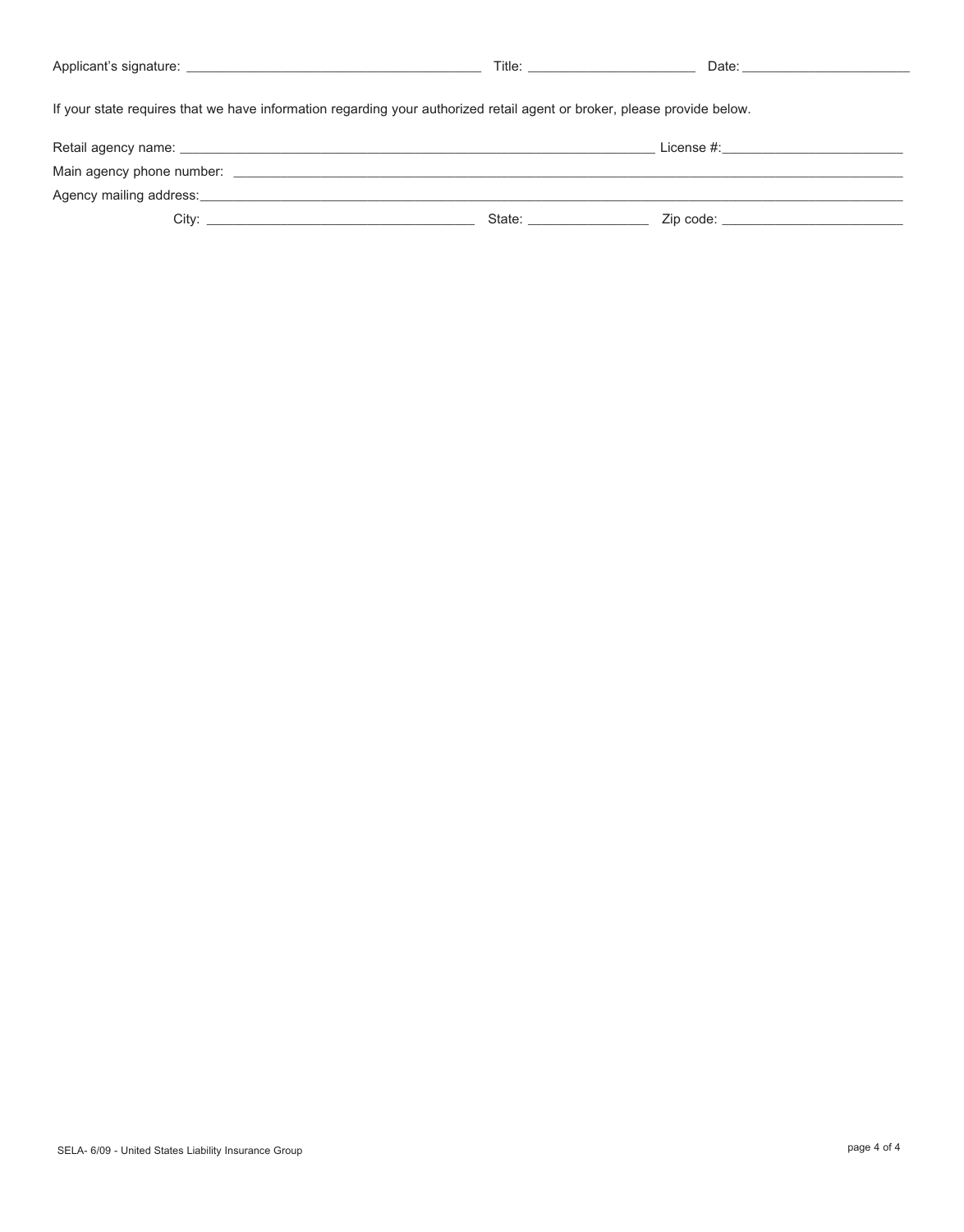Applicant's signature: _______________________________________ Title: ______________________ Date: ______________________

If your state requires that we have information regarding your authorized retail agent or broker, please provide below.

Retail agency name: ___________________________________________________________________ License #: ________________________

Main agency phone number: ______________________________________________________________________________________

Agency mailing address: __________________________________________________________________________________________

City: ___________________________________ State: ________________ Zip code: ________________________